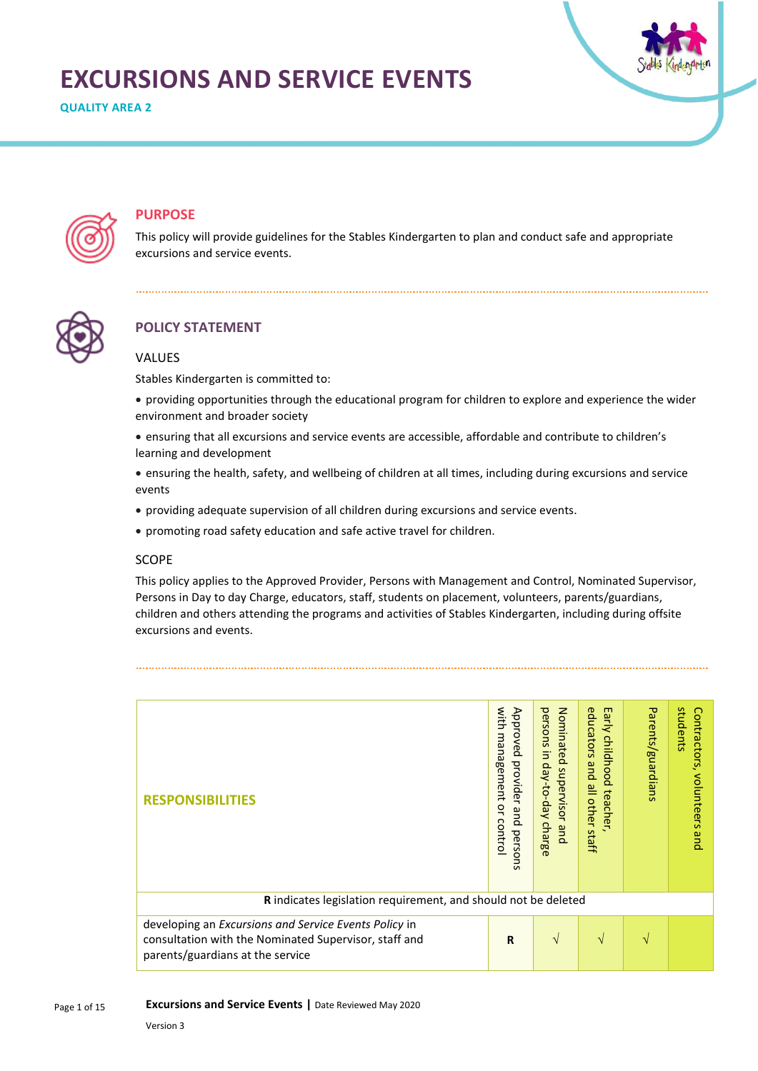# EXCURSIONS AND SERVICE EVENTS

**QUALITY AREA 2**

## PURPOSE

This policy will provide guidelines for the Stables Kindergarten to plan and conduct safe and appropriate excursions and service events.

## POLICY STATEMENT

### VALUES

Stables Kindergarten is committed to:

- providing opportunities through the educational program for children to explore and experience the wider environment and broader society
- ensuring that all excursions and service events are accessible, affordable and contribute to children's learning and development
- ensuring the health, safety, and wellbeing of children at all times, including during excursions and service events
- providing adequate supervision of all children during excursions and service events.
- promoting road safety education and safe active travel for children.

### SCOPE

This policy applies to the Approved Provider, Persons with Management and Control, Nominated Supervisor, Persons in Day to day Charge, educators, staff, students on placement, volunteers, parents/guardians, children and others attending the programs and activities of Stables Kindergarten, including during offsite excursions and events.

| RESPONSIBILITIES | Approved provider and persons with management or control | Nominated supervisor and persons in day-to-day charge | Early childhood teacher, educators and all other staff | Parents/guardians | Contractors, volunteers and students |
|---|---|---|---|---|---|
| **R** indicates legislation requirement, and should not be deleted | | | | | |
| developing an *Excursions and Service Events Policy* in consultation with the Nominated Supervisor, staff and parents/guardians at the service | **R** | √ | √ | √ | |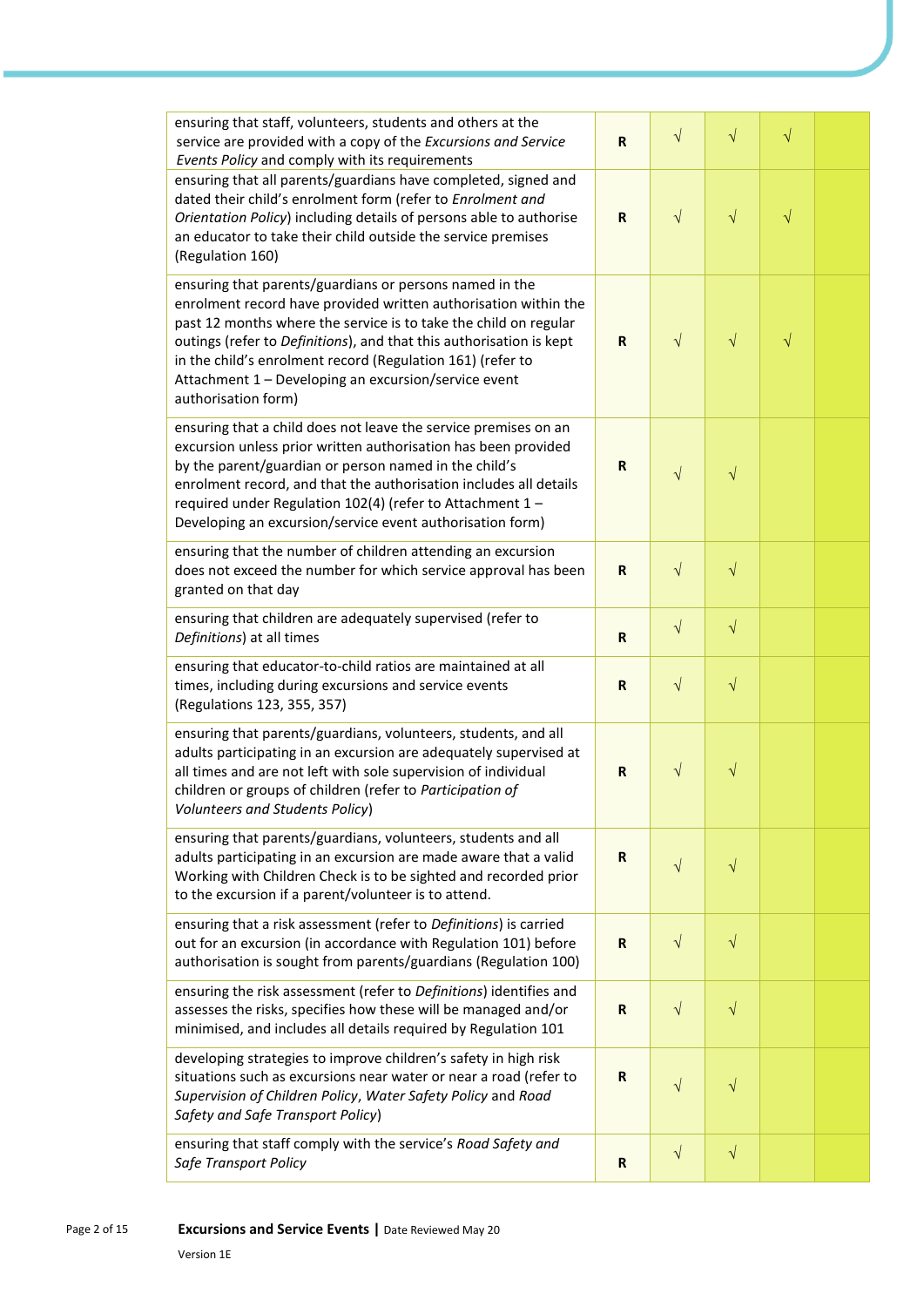| | | | | | |
|---|---|---|---|---|---|
| ensuring that staff, volunteers, students and others at the service are provided with a copy of the *Excursions and Service Events Policy* and comply with its requirements | **R** | √ | √ | √ | |
| ensuring that all parents/guardians have completed, signed and dated their child's enrolment form (refer to *Enrolment and Orientation Policy*) including details of persons able to authorise an educator to take their child outside the service premises (Regulation 160) | **R** | √ | √ | √ | |
| ensuring that parents/guardians or persons named in the enrolment record have provided written authorisation within the past 12 months where the service is to take the child on regular outings (refer to *Definitions*), and that this authorisation is kept in the child's enrolment record (Regulation 161) (refer to Attachment 1 – Developing an excursion/service event authorisation form) | **R** | √ | √ | √ | |
| ensuring that a child does not leave the service premises on an excursion unless prior written authorisation has been provided by the parent/guardian or person named in the child's enrolment record, and that the authorisation includes all details required under Regulation 102(4) (refer to Attachment 1 – Developing an excursion/service event authorisation form) | **R** | √ | √ | | |
| ensuring that the number of children attending an excursion does not exceed the number for which service approval has been granted on that day | **R** | √ | √ | | |
| ensuring that children are adequately supervised (refer to *Definitions*) at all times | **R** | √ | √ | | |
| ensuring that educator-to-child ratios are maintained at all times, including during excursions and service events (Regulations 123, 355, 357) | **R** | √ | √ | | |
| ensuring that parents/guardians, volunteers, students, and all adults participating in an excursion are adequately supervised at all times and are not left with sole supervision of individual children or groups of children (refer to *Participation of Volunteers and Students Policy*) | **R** | √ | √ | | |
| ensuring that parents/guardians, volunteers, students and all adults participating in an excursion are made aware that a valid Working with Children Check is to be sighted and recorded prior to the excursion if a parent/volunteer is to attend. | **R** | √ | √ | | |
| ensuring that a risk assessment (refer to *Definitions*) is carried out for an excursion (in accordance with Regulation 101) before authorisation is sought from parents/guardians (Regulation 100) | **R** | √ | √ | | |
| ensuring the risk assessment (refer to *Definitions*) identifies and assesses the risks, specifies how these will be managed and/or minimised, and includes all details required by Regulation 101 | **R** | √ | √ | | |
| developing strategies to improve children's safety in high risk situations such as excursions near water or near a road (refer to *Supervision of Children Policy*, *Water Safety Policy* and *Road Safety and Safe Transport Policy*) | **R** | √ | √ | | |
| ensuring that staff comply with the service's *Road Safety and Safe Transport Policy* | **R** | √ | √ | | |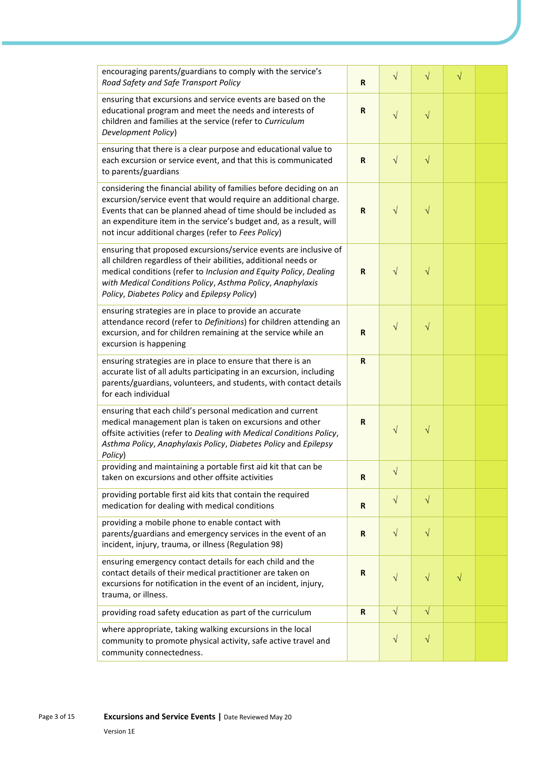| | | | | | |
|---|---|---|---|---|---|
| encouraging parents/guardians to comply with the service's *Road Safety and Safe Transport Policy* | **R** | √ | √ | √ | |
| ensuring that excursions and service events are based on the educational program and meet the needs and interests of children and families at the service (refer to *Curriculum Development Policy*) | **R** | √ | √ | | |
| ensuring that there is a clear purpose and educational value to each excursion or service event, and that this is communicated to parents/guardians | **R** | √ | √ | | |
| considering the financial ability of families before deciding on an excursion/service event that would require an additional charge. Events that can be planned ahead of time should be included as an expenditure item in the service's budget and, as a result, will not incur additional charges (refer to *Fees Policy*) | **R** | √ | √ | | |
| ensuring that proposed excursions/service events are inclusive of all children regardless of their abilities, additional needs or medical conditions (refer to *Inclusion and Equity Policy*, *Dealing with Medical Conditions Policy*, *Asthma Policy*, *Anaphylaxis Policy*, *Diabetes Policy* and *Epilepsy Policy*) | **R** | √ | √ | | |
| ensuring strategies are in place to provide an accurate attendance record (refer to *Definitions*) for children attending an excursion, and for children remaining at the service while an excursion is happening | **R** | √ | √ | | |
| ensuring strategies are in place to ensure that there is an accurate list of all adults participating in an excursion, including parents/guardians, volunteers, and students, with contact details for each individual | **R** | | | | |
| ensuring that each child's personal medication and current medical management plan is taken on excursions and other offsite activities (refer to *Dealing with Medical Conditions Policy*, *Asthma Policy*, *Anaphylaxis Policy*, *Diabetes Policy* and *Epilepsy Policy*) | **R** | √ | √ | | |
| providing and maintaining a portable first aid kit that can be taken on excursions and other offsite activities | **R** | √ | | | |
| providing portable first aid kits that contain the required medication for dealing with medical conditions | **R** | √ | √ | | |
| providing a mobile phone to enable contact with parents/guardians and emergency services in the event of an incident, injury, trauma, or illness (Regulation 98) | **R** | √ | √ | | |
| ensuring emergency contact details for each child and the contact details of their medical practitioner are taken on excursions for notification in the event of an incident, injury, trauma, or illness. | **R** | √ | √ | √ | |
| providing road safety education as part of the curriculum | **R** | √ | √ | | |
| where appropriate, taking walking excursions in the local community to promote physical activity, safe active travel and community connectedness. | | √ | √ | | |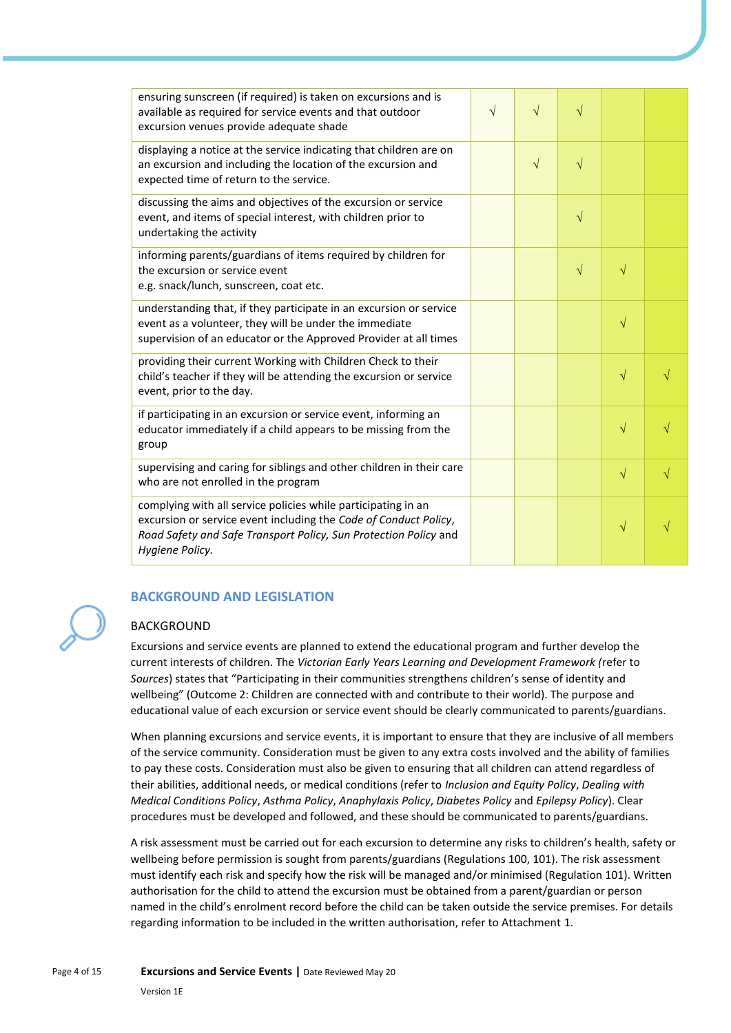| | | | | | |
|---|---|---|---|---|---|
| ensuring sunscreen (if required) is taken on excursions and is available as required for service events and that outdoor excursion venues provide adequate shade | √ | √ | √ | | |
| displaying a notice at the service indicating that children are on an excursion and including the location of the excursion and expected time of return to the service. | | √ | √ | | |
| discussing the aims and objectives of the excursion or service event, and items of special interest, with children prior to undertaking the activity | | | √ | | |
| informing parents/guardians of items required by children for the excursion or service event e.g. snack/lunch, sunscreen, coat etc. | | | √ | √ | |
| understanding that, if they participate in an excursion or service event as a volunteer, they will be under the immediate supervision of an educator or the Approved Provider at all times | | | | √ | |
| providing their current Working with Children Check to their child's teacher if they will be attending the excursion or service event, prior to the day. | | | | √ | √ |
| if participating in an excursion or service event, informing an educator immediately if a child appears to be missing from the group | | | | √ | √ |
| supervising and caring for siblings and other children in their care who are not enrolled in the program | | | | √ | √ |
| complying with all service policies while participating in an excursion or service event including the *Code of Conduct Policy*, *Road Safety and Safe Transport Policy, Sun Protection Policy* and *Hygiene Policy.* | | | | √ | √ |

## BACKGROUND AND LEGISLATION

### BACKGROUND

Excursions and service events are planned to extend the educational program and further develop the current interests of children. The *Victorian Early Years Learning and Development Framework (*refer to *Sources*) states that "Participating in their communities strengthens children's sense of identity and wellbeing" (Outcome 2: Children are connected with and contribute to their world). The purpose and educational value of each excursion or service event should be clearly communicated to parents/guardians.

When planning excursions and service events, it is important to ensure that they are inclusive of all members of the service community. Consideration must be given to any extra costs involved and the ability of families to pay these costs. Consideration must also be given to ensuring that all children can attend regardless of their abilities, additional needs, or medical conditions (refer to *Inclusion and Equity Policy*, *Dealing with Medical Conditions Policy*, *Asthma Policy*, *Anaphylaxis Policy*, *Diabetes Policy* and *Epilepsy Policy*). Clear procedures must be developed and followed, and these should be communicated to parents/guardians.

A risk assessment must be carried out for each excursion to determine any risks to children's health, safety or wellbeing before permission is sought from parents/guardians (Regulations 100, 101). The risk assessment must identify each risk and specify how the risk will be managed and/or minimised (Regulation 101). Written authorisation for the child to attend the excursion must be obtained from a parent/guardian or person named in the child's enrolment record before the child can be taken outside the service premises. For details regarding information to be included in the written authorisation, refer to Attachment 1.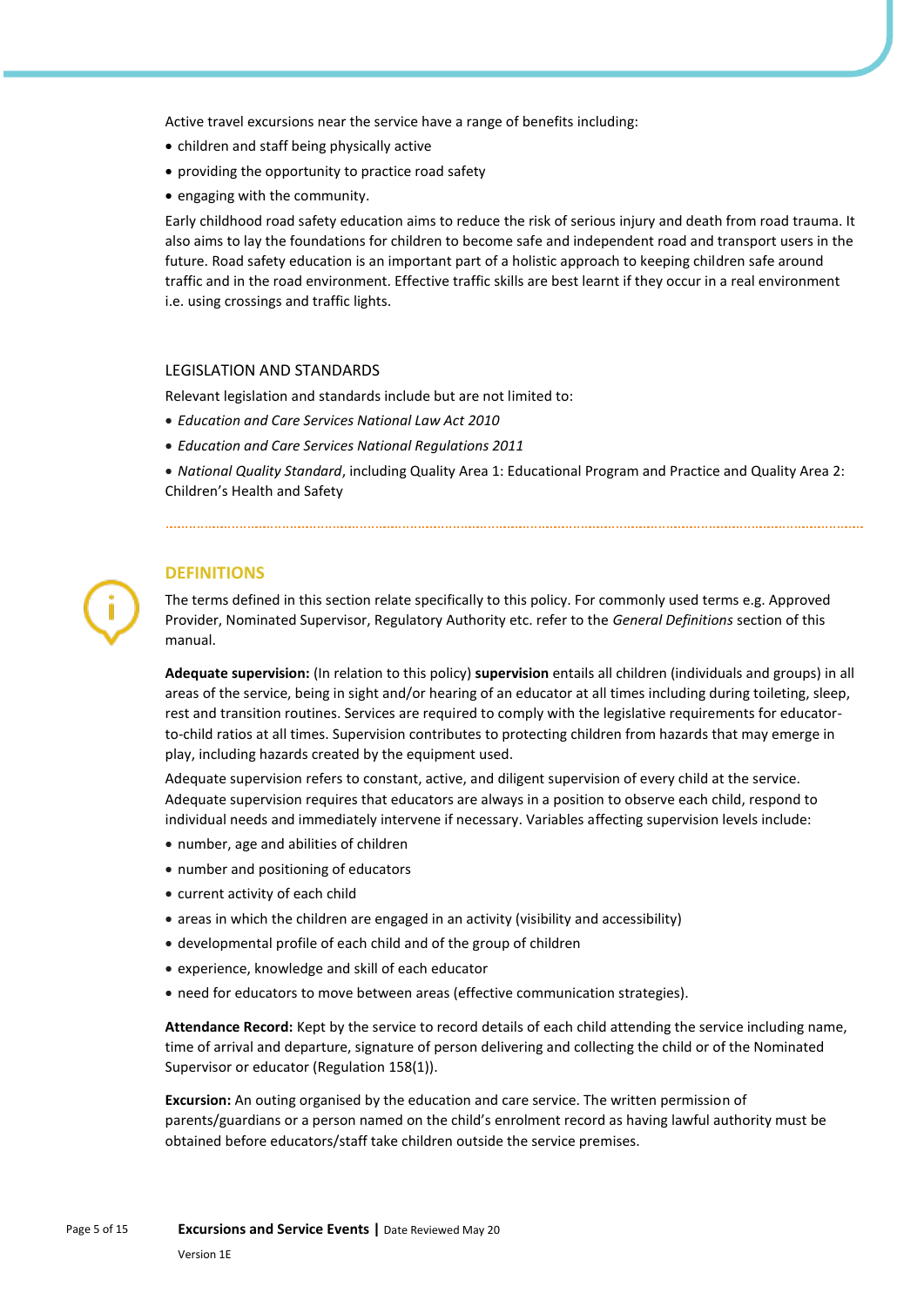Active travel excursions near the service have a range of benefits including:

- children and staff being physically active
- providing the opportunity to practice road safety
- engaging with the community.

Early childhood road safety education aims to reduce the risk of serious injury and death from road trauma. It also aims to lay the foundations for children to become safe and independent road and transport users in the future. Road safety education is an important part of a holistic approach to keeping children safe around traffic and in the road environment. Effective traffic skills are best learnt if they occur in a real environment i.e. using crossings and traffic lights.

## LEGISLATION AND STANDARDS

Relevant legislation and standards include but are not limited to:

- *Education and Care Services National Law Act 2010*
- *Education and Care Services National Regulations 2011*
- *National Quality Standard*, including Quality Area 1: Educational Program and Practice and Quality Area 2: Children's Health and Safety

## DEFINITIONS

The terms defined in this section relate specifically to this policy. For commonly used terms e.g. Approved Provider, Nominated Supervisor, Regulatory Authority etc. refer to the *General Definitions* section of this manual.

**Adequate supervision:** (In relation to this policy) **supervision** entails all children (individuals and groups) in all areas of the service, being in sight and/or hearing of an educator at all times including during toileting, sleep, rest and transition routines. Services are required to comply with the legislative requirements for educator-to-child ratios at all times. Supervision contributes to protecting children from hazards that may emerge in play, including hazards created by the equipment used.

Adequate supervision refers to constant, active, and diligent supervision of every child at the service. Adequate supervision requires that educators are always in a position to observe each child, respond to individual needs and immediately intervene if necessary. Variables affecting supervision levels include:

- number, age and abilities of children
- number and positioning of educators
- current activity of each child
- areas in which the children are engaged in an activity (visibility and accessibility)
- developmental profile of each child and of the group of children
- experience, knowledge and skill of each educator
- need for educators to move between areas (effective communication strategies).

**Attendance Record:** Kept by the service to record details of each child attending the service including name, time of arrival and departure, signature of person delivering and collecting the child or of the Nominated Supervisor or educator (Regulation 158(1)).

**Excursion:** An outing organised by the education and care service. The written permission of parents/guardians or a person named on the child's enrolment record as having lawful authority must be obtained before educators/staff take children outside the service premises.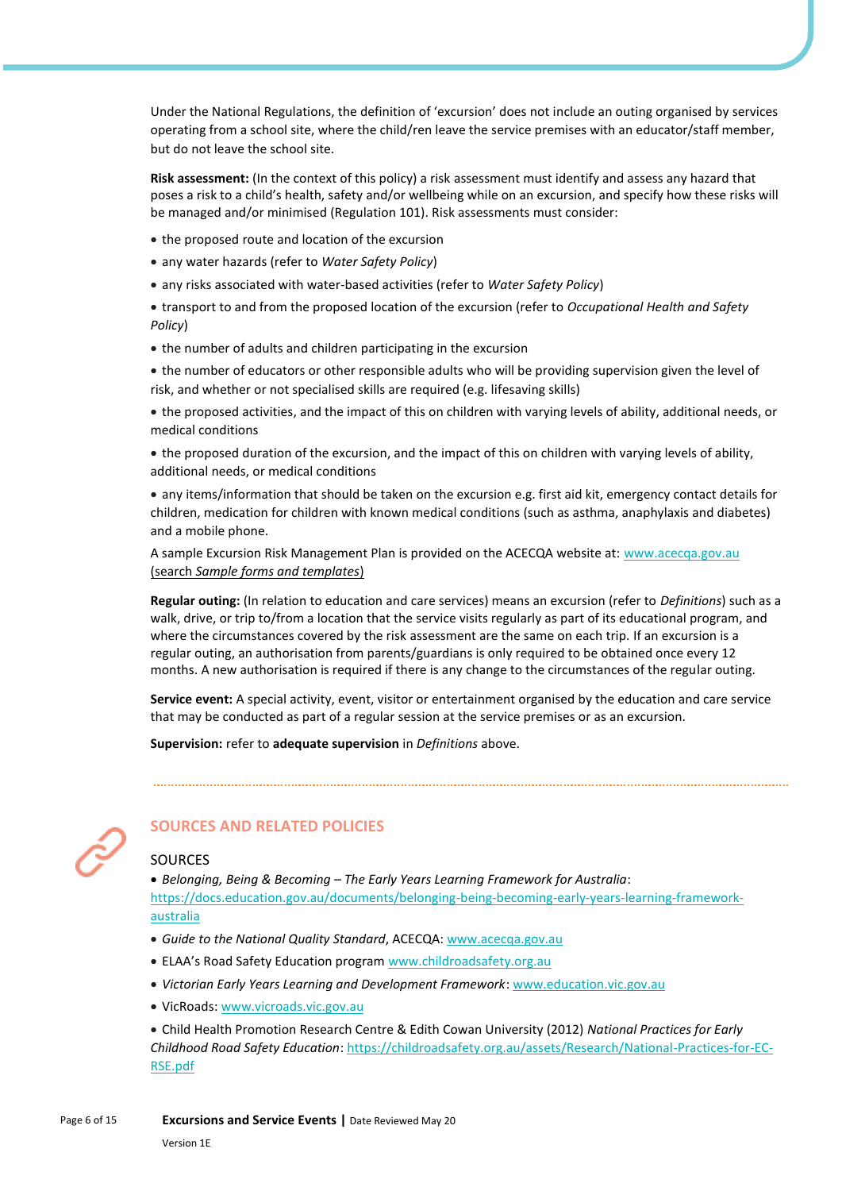Under the National Regulations, the definition of 'excursion' does not include an outing organised by services operating from a school site, where the child/ren leave the service premises with an educator/staff member, but do not leave the school site.

**Risk assessment:** (In the context of this policy) a risk assessment must identify and assess any hazard that poses a risk to a child's health, safety and/or wellbeing while on an excursion, and specify how these risks will be managed and/or minimised (Regulation 101). Risk assessments must consider:

- the proposed route and location of the excursion
- any water hazards (refer to *Water Safety Policy*)
- any risks associated with water-based activities (refer to *Water Safety Policy*)
- transport to and from the proposed location of the excursion (refer to *Occupational Health and Safety Policy*)
- the number of adults and children participating in the excursion
- the number of educators or other responsible adults who will be providing supervision given the level of risk, and whether or not specialised skills are required (e.g. lifesaving skills)
- the proposed activities, and the impact of this on children with varying levels of ability, additional needs, or medical conditions
- the proposed duration of the excursion, and the impact of this on children with varying levels of ability, additional needs, or medical conditions
- any items/information that should be taken on the excursion e.g. first aid kit, emergency contact details for children, medication for children with known medical conditions (such as asthma, anaphylaxis and diabetes) and a mobile phone.

A sample Excursion Risk Management Plan is provided on the ACECQA website at: www.acecqa.gov.au (search *Sample forms and templates*)

**Regular outing:** (In relation to education and care services) means an excursion (refer to *Definitions*) such as a walk, drive, or trip to/from a location that the service visits regularly as part of its educational program, and where the circumstances covered by the risk assessment are the same on each trip. If an excursion is a regular outing, an authorisation from parents/guardians is only required to be obtained once every 12 months. A new authorisation is required if there is any change to the circumstances of the regular outing.

**Service event:** A special activity, event, visitor or entertainment organised by the education and care service that may be conducted as part of a regular session at the service premises or as an excursion.

**Supervision:** refer to **adequate supervision** in *Definitions* above.

## SOURCES AND RELATED POLICIES

### SOURCES

- *Belonging, Being & Becoming – The Early Years Learning Framework for Australia*: https://docs.education.gov.au/documents/belonging-being-becoming-early-years-learning-framework-australia
- *Guide to the National Quality Standard*, ACECQA: www.acecqa.gov.au
- ELAA's Road Safety Education program www.childroadsafety.org.au
- *Victorian Early Years Learning and Development Framework*: www.education.vic.gov.au
- VicRoads: www.vicroads.vic.gov.au
- Child Health Promotion Research Centre & Edith Cowan University (2012) *National Practices for Early Childhood Road Safety Education*: https://childroadsafety.org.au/assets/Research/National-Practices-for-EC-RSE.pdf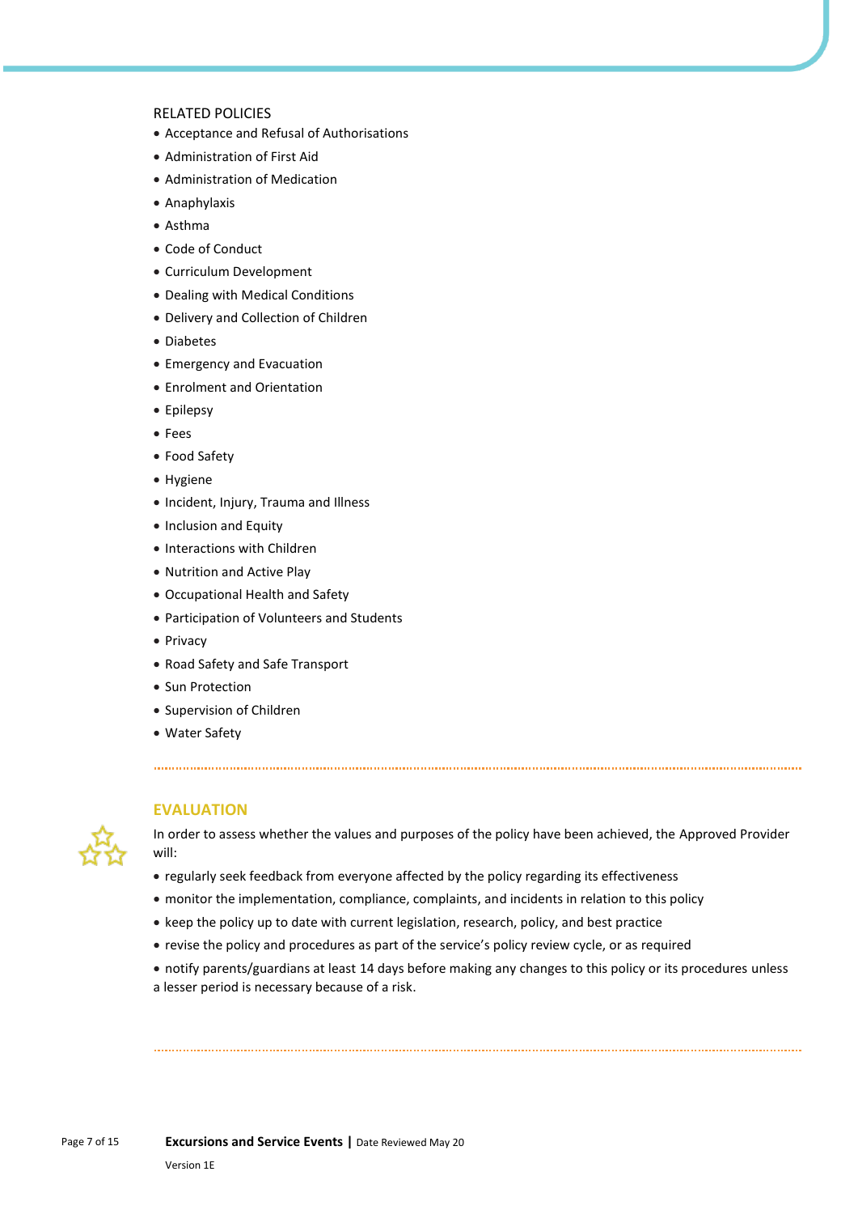RELATED POLICIES

- Acceptance and Refusal of Authorisations
- Administration of First Aid
- Administration of Medication
- Anaphylaxis
- Asthma
- Code of Conduct
- Curriculum Development
- Dealing with Medical Conditions
- Delivery and Collection of Children
- Diabetes
- Emergency and Evacuation
- Enrolment and Orientation
- Epilepsy
- Fees
- Food Safety
- Hygiene
- Incident, Injury, Trauma and Illness
- Inclusion and Equity
- Interactions with Children
- Nutrition and Active Play
- Occupational Health and Safety
- Participation of Volunteers and Students
- Privacy
- Road Safety and Safe Transport
- Sun Protection
- Supervision of Children
- Water Safety

## EVALUATION

In order to assess whether the values and purposes of the policy have been achieved, the Approved Provider will:

- regularly seek feedback from everyone affected by the policy regarding its effectiveness
- monitor the implementation, compliance, complaints, and incidents in relation to this policy
- keep the policy up to date with current legislation, research, policy, and best practice
- revise the policy and procedures as part of the service's policy review cycle, or as required
- notify parents/guardians at least 14 days before making any changes to this policy or its procedures unless a lesser period is necessary because of a risk.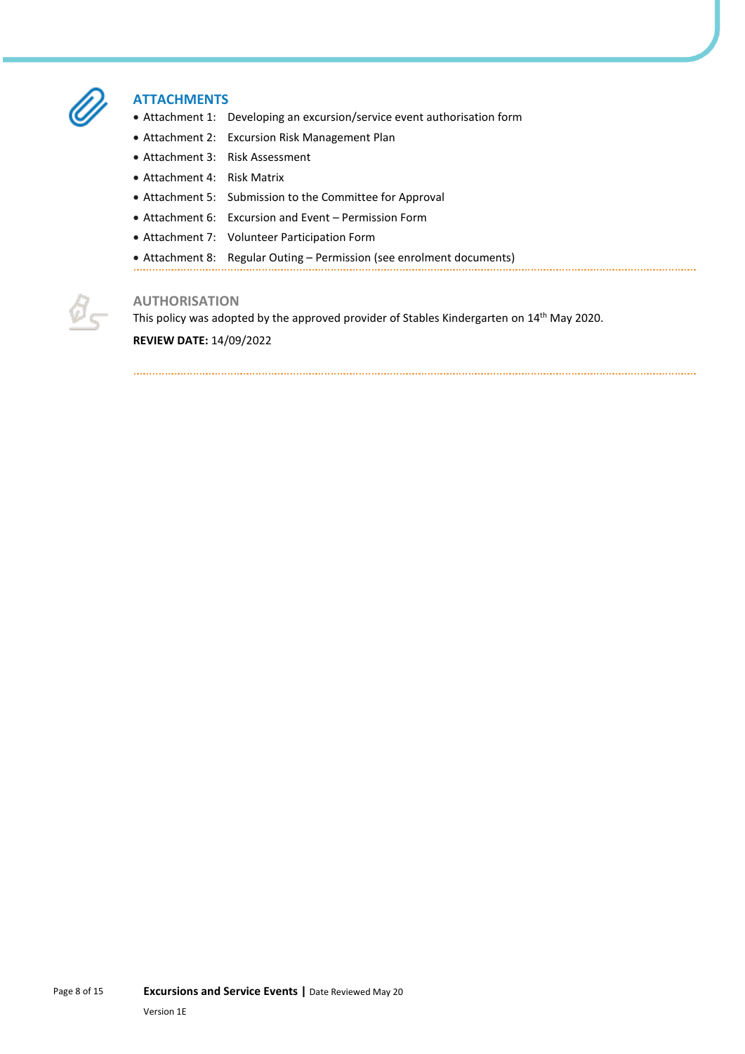## ATTACHMENTS

- Attachment 1: Developing an excursion/service event authorisation form
- Attachment 2: Excursion Risk Management Plan
- Attachment 3: Risk Assessment
- Attachment 4: Risk Matrix
- Attachment 5: Submission to the Committee for Approval
- Attachment 6: Excursion and Event – Permission Form
- Attachment 7: Volunteer Participation Form
- Attachment 8: Regular Outing – Permission (see enrolment documents)

## AUTHORISATION

This policy was adopted by the approved provider of Stables Kindergarten on 14th May 2020.

**REVIEW DATE:** 14/09/2022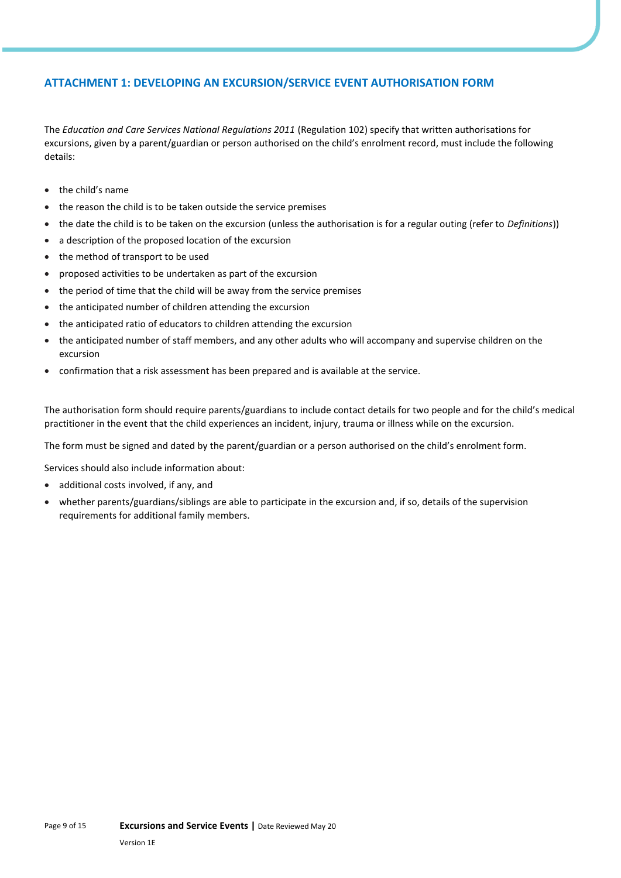## ATTACHMENT 1: DEVELOPING AN EXCURSION/SERVICE EVENT AUTHORISATION FORM

The *Education and Care Services National Regulations 2011* (Regulation 102) specify that written authorisations for excursions, given by a parent/guardian or person authorised on the child's enrolment record, must include the following details:

- the child's name
- the reason the child is to be taken outside the service premises
- the date the child is to be taken on the excursion (unless the authorisation is for a regular outing (refer to *Definitions*))
- a description of the proposed location of the excursion
- the method of transport to be used
- proposed activities to be undertaken as part of the excursion
- the period of time that the child will be away from the service premises
- the anticipated number of children attending the excursion
- the anticipated ratio of educators to children attending the excursion
- the anticipated number of staff members, and any other adults who will accompany and supervise children on the excursion
- confirmation that a risk assessment has been prepared and is available at the service.

The authorisation form should require parents/guardians to include contact details for two people and for the child's medical practitioner in the event that the child experiences an incident, injury, trauma or illness while on the excursion.

The form must be signed and dated by the parent/guardian or a person authorised on the child's enrolment form.

Services should also include information about:

- additional costs involved, if any, and
- whether parents/guardians/siblings are able to participate in the excursion and, if so, details of the supervision requirements for additional family members.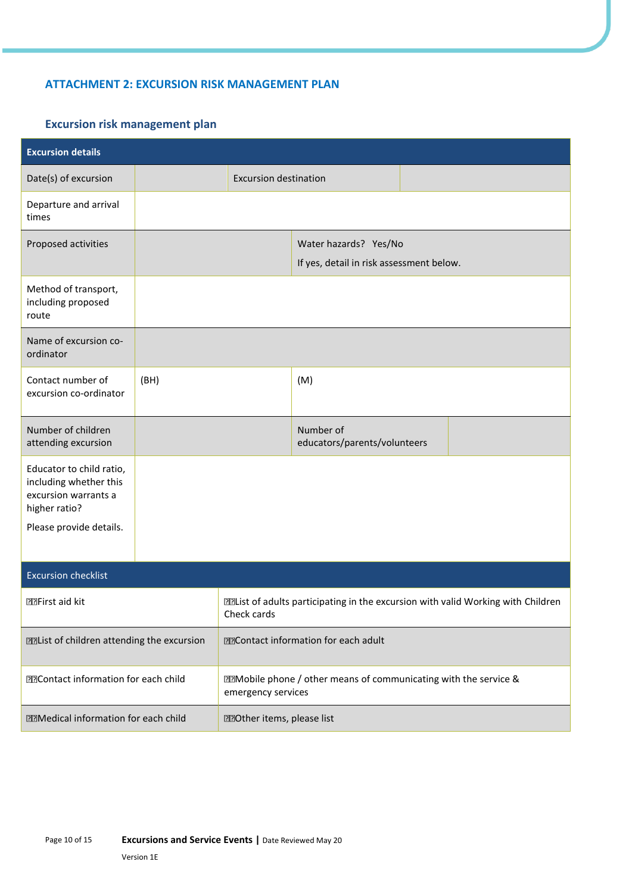## ATTACHMENT 2: EXCURSION RISK MANAGEMENT PLAN

### Excursion risk management plan

| Excursion details | | | |
|---|---|---|---|
| Date(s) of excursion | | Excursion destination | |
| Departure and arrival times | | | |
| Proposed activities | | Water hazards? Yes/No<br>If yes, detail in risk assessment below. | |
| Method of transport, including proposed route | | | |
| Name of excursion co-ordinator | | | |
| Contact number of excursion co-ordinator | (BH) | (M) | |
| Number of children attending excursion | | Number of educators/parents/volunteers | |
| Educator to child ratio, including whether this excursion warrants a higher ratio?<br>Please provide details. | | | |

| Excursion checklist | |
|---|---|
| ☐ First aid kit | ☐ List of adults participating in the excursion with valid Working with Children Check cards |
| ☐ List of children attending the excursion | ☐ Contact information for each adult |
| ☐ Contact information for each child | ☐ Mobile phone / other means of communicating with the service & emergency services |
| ☐ Medical information for each child | ☐ Other items, please list |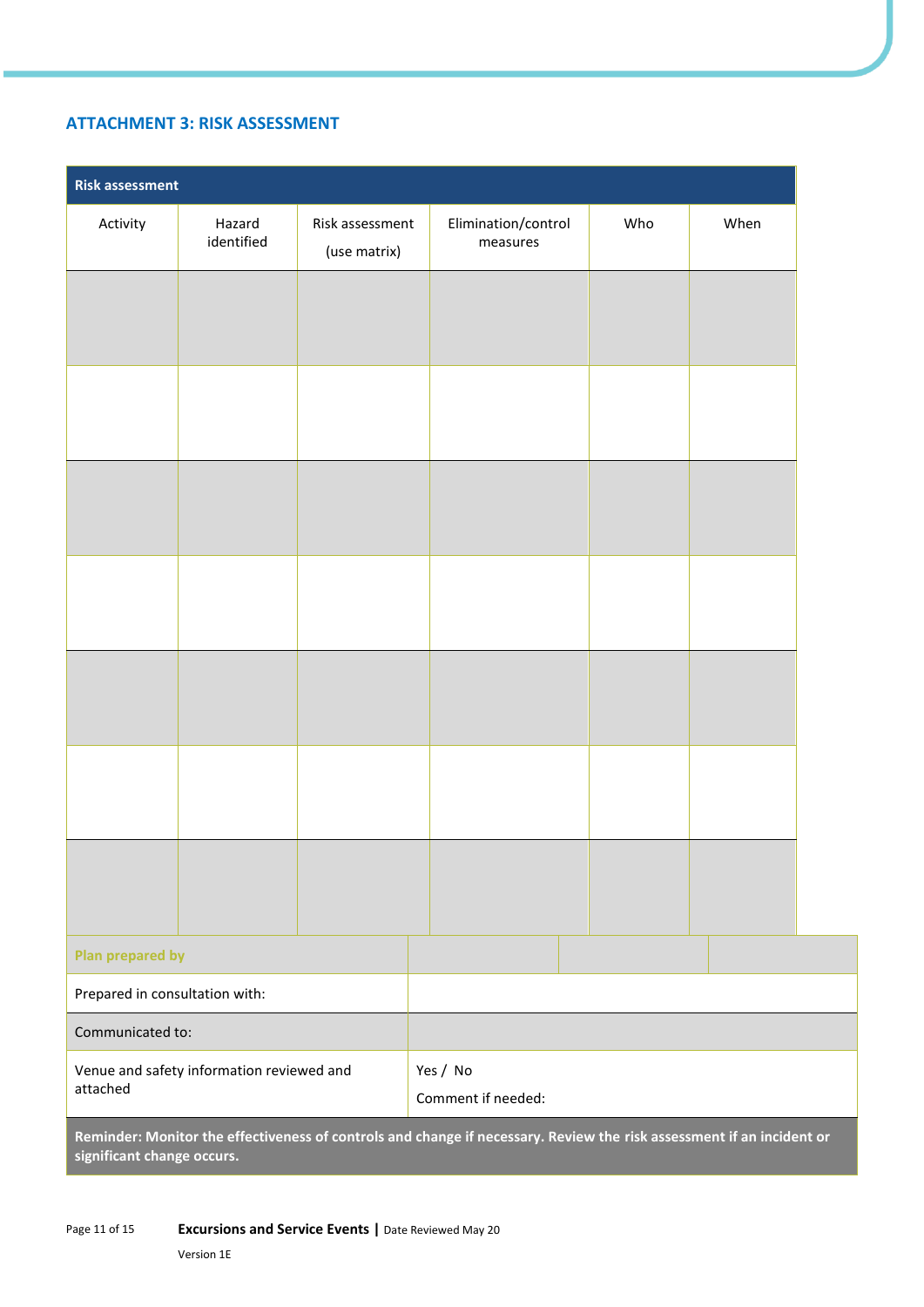## ATTACHMENT 3: RISK ASSESSMENT

| Risk assessment | | | | | |
|---|---|---|---|---|---|
| Activity | Hazard identified | Risk assessment (use matrix) | Elimination/control measures | Who | When |
| | | | | | |
| | | | | | |
| | | | | | |
| | | | | | |
| | | | | | |
| | | | | | |
| | | | | | |

| Plan prepared by | | | |
|---|---|---|---|
| Prepared in consultation with: | | | |
| Communicated to: | | | |
| Venue and safety information reviewed and attached | Yes / No<br>Comment if needed: | | |

**Reminder: Monitor the effectiveness of controls and change if necessary. Review the risk assessment if an incident or significant change occurs.**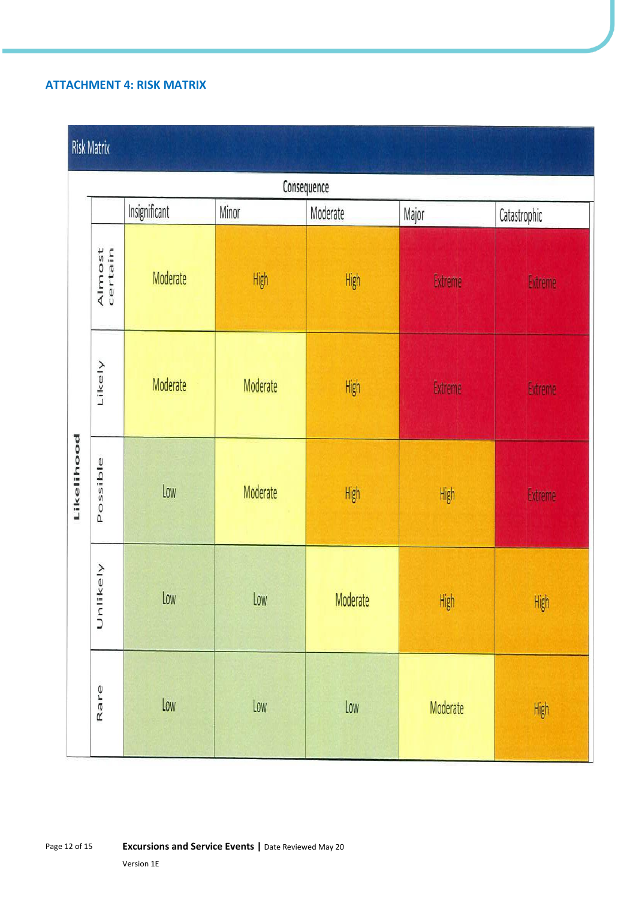## ATTACHMENT 4: RISK MATRIX

**Risk Matrix**

| Likelihood | Consequence | | | | |
|---|---|---|---|---|---|
| | Insignificant | Minor | Moderate | Major | Catastrophic |
| Almost certain | Moderate | High | High | Extreme | Extreme |
| Likely | Moderate | Moderate | High | Extreme | Extreme |
| Possible | Low | Moderate | High | High | Extreme |
| Unlikely | Low | Low | Moderate | High | High |
| Rare | Low | Low | Low | Moderate | High |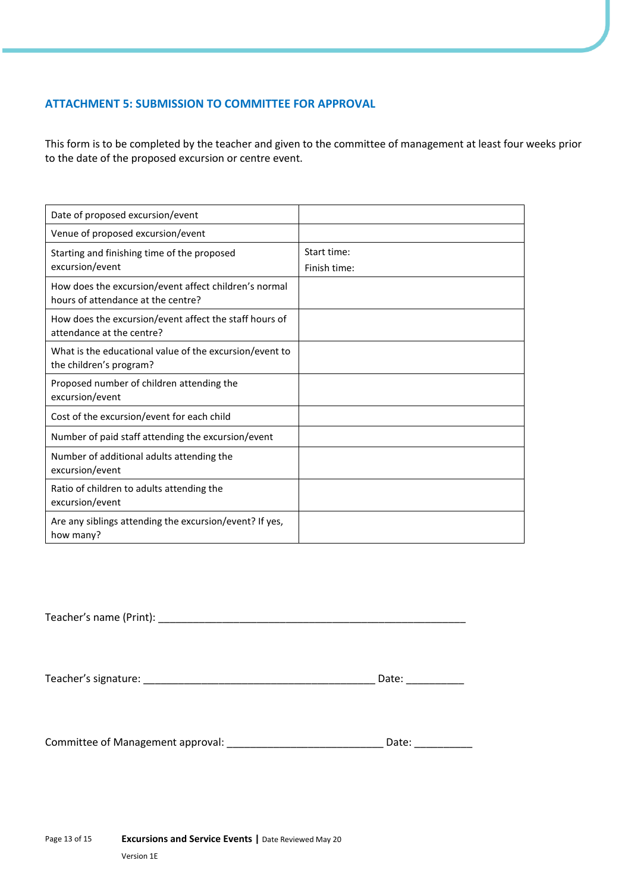## ATTACHMENT 5: SUBMISSION TO COMMITTEE FOR APPROVAL

This form is to be completed by the teacher and given to the committee of management at least four weeks prior to the date of the proposed excursion or centre event.

| | |
|---|---|
| Date of proposed excursion/event | |
| Venue of proposed excursion/event | |
| Starting and finishing time of the proposed excursion/event | Start time:<br>Finish time: |
| How does the excursion/event affect children's normal hours of attendance at the centre? | |
| How does the excursion/event affect the staff hours of attendance at the centre? | |
| What is the educational value of the excursion/event to the children's program? | |
| Proposed number of children attending the excursion/event | |
| Cost of the excursion/event for each child | |
| Number of paid staff attending the excursion/event | |
| Number of additional adults attending the excursion/event | |
| Ratio of children to adults attending the excursion/event | |
| Are any siblings attending the excursion/event? If yes, how many? | |

Teacher's name (Print): ______________________________________________________

Teacher's signature: _________________________________________ Date: __________

Committee of Management approval: ___________________________ Date: __________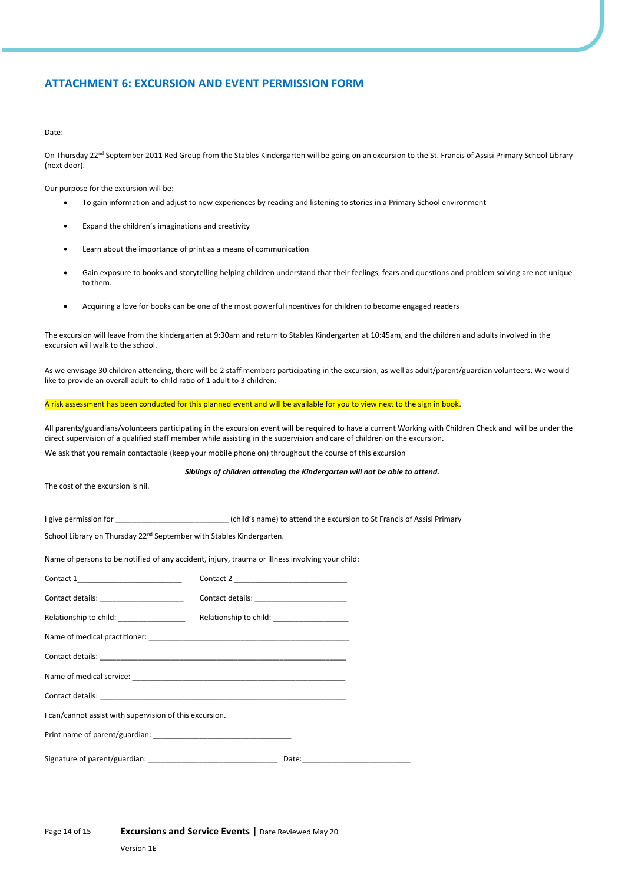## ATTACHMENT 6: EXCURSION AND EVENT PERMISSION FORM

Date:

On Thursday 22nd September 2011 Red Group from the Stables Kindergarten will be going on an excursion to the St. Francis of Assisi Primary School Library (next door).

Our purpose for the excursion will be:

- To gain information and adjust to new experiences by reading and listening to stories in a Primary School environment
- Expand the children's imaginations and creativity
- Learn about the importance of print as a means of communication
- Gain exposure to books and storytelling helping children understand that their feelings, fears and questions and problem solving are not unique to them.
- Acquiring a love for books can be one of the most powerful incentives for children to become engaged readers

The excursion will leave from the kindergarten at 9:30am and return to Stables Kindergarten at 10:45am, and the children and adults involved in the excursion will walk to the school.

As we envisage 30 children attending, there will be 2 staff members participating in the excursion, as well as adult/parent/guardian volunteers. We would like to provide an overall adult-to-child ratio of 1 adult to 3 children.

A risk assessment has been conducted for this planned event and will be available for you to view next to the sign in book.

All parents/guardians/volunteers participating in the excursion event will be required to have a current Working with Children Check and will be under the direct supervision of a qualified staff member while assisting in the supervision and care of children on the excursion.

We ask that you remain contactable (keep your mobile phone on) throughout the course of this excursion

***Siblings of children attending the Kindergarten will not be able to attend.***

The cost of the excursion is nil.

- - - - - - - - - - - - - - - - - - - - - - - - - - - - - - - - - - - - - - - - - - - - - - - - - - - - - - - - - - - - - - - - - -

I give permission for ___________________________ (child's name) to attend the excursion to St Francis of Assisi Primary School Library on Thursday 22nd September with Stables Kindergarten.

Name of persons to be notified of any accident, injury, trauma or illness involving your child:

Contact 1__________________________ Contact 2 ___________________________

Contact details: ____________________ Contact details: ______________________

Relationship to child: ________________ Relationship to child: __________________

Name of medical practitioner: _________________________________________________

Contact details: ____________________________________________________________

Name of medical service: ____________________________________________________

Contact details: ____________________________________________________________

I can/cannot assist with supervision of this excursion.

Print name of parent/guardian: _________________________________

Signature of parent/guardian: _______________________________ Date:_________________________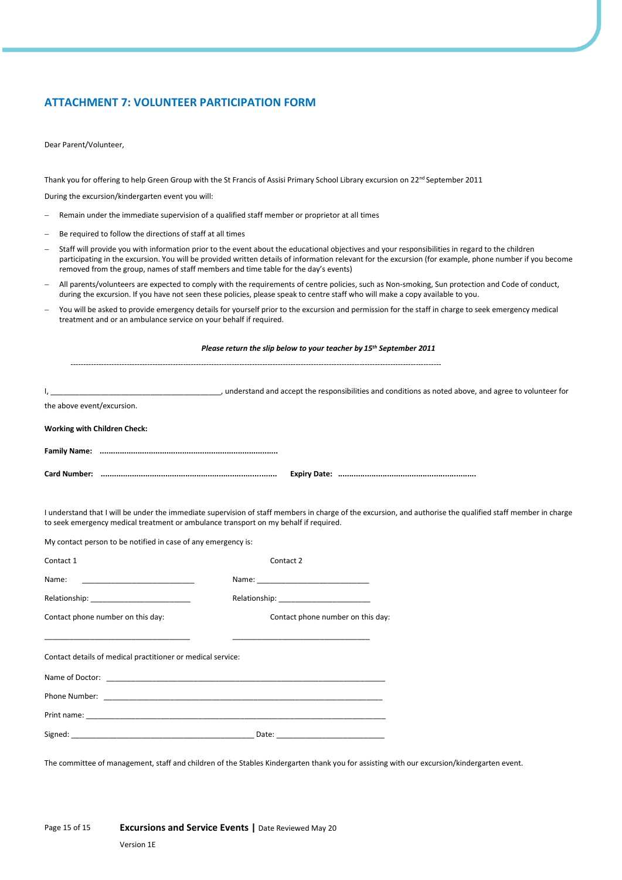## ATTACHMENT 7: VOLUNTEER PARTICIPATION FORM

Dear Parent/Volunteer,

Thank you for offering to help Green Group with the St Francis of Assisi Primary School Library excursion on 22nd September 2011

During the excursion/kindergarten event you will:

- Remain under the immediate supervision of a qualified staff member or proprietor at all times
- Be required to follow the directions of staff at all times
- Staff will provide you with information prior to the event about the educational objectives and your responsibilities in regard to the children participating in the excursion. You will be provided written details of information relevant for the excursion (for example, phone number if you become removed from the group, names of staff members and time table for the day's events)
- All parents/volunteers are expected to comply with the requirements of centre policies, such as Non-smoking, Sun protection and Code of conduct, during the excursion. If you have not seen these policies, please speak to centre staff who will make a copy available to you.
- You will be asked to provide emergency details for yourself prior to the excursion and permission for the staff in charge to seek emergency medical treatment and or an ambulance service on your behalf if required.

***Please return the slip below to your teacher by 15th September 2011***

---

I, ________________________________________, understand and accept the responsibilities and conditions as noted above, and agree to volunteer for the above event/excursion.

**Working with Children Check:**

**Family Name:** ..............................................................................

**Card Number:** .............................................................................. **Expiry Date:** .............................................................

I understand that I will be under the immediate supervision of staff members in charge of the excursion, and authorise the qualified staff member in charge to seek emergency medical treatment or ambulance transport on my behalf if required.

My contact person to be notified in case of any emergency is:

| Contact 1 | Contact 2 |
| --- | --- |
| Name: ___________________________ | Name: ___________________________ |
| Relationship: ________________________ | Relationship: ______________________ |
| Contact phone number on this day: | Contact phone number on this day: |
| ___________________________________ | _________________________________ |

Contact details of medical practitioner or medical service:

Name of Doctor: ____________________________________________________________________

Phone Number: _____________________________________________________________________

Print name: ________________________________________________________________________

Signed: ____________________________________________ Date: __________________________

The committee of management, staff and children of the Stables Kindergarten thank you for assisting with our excursion/kindergarten event.